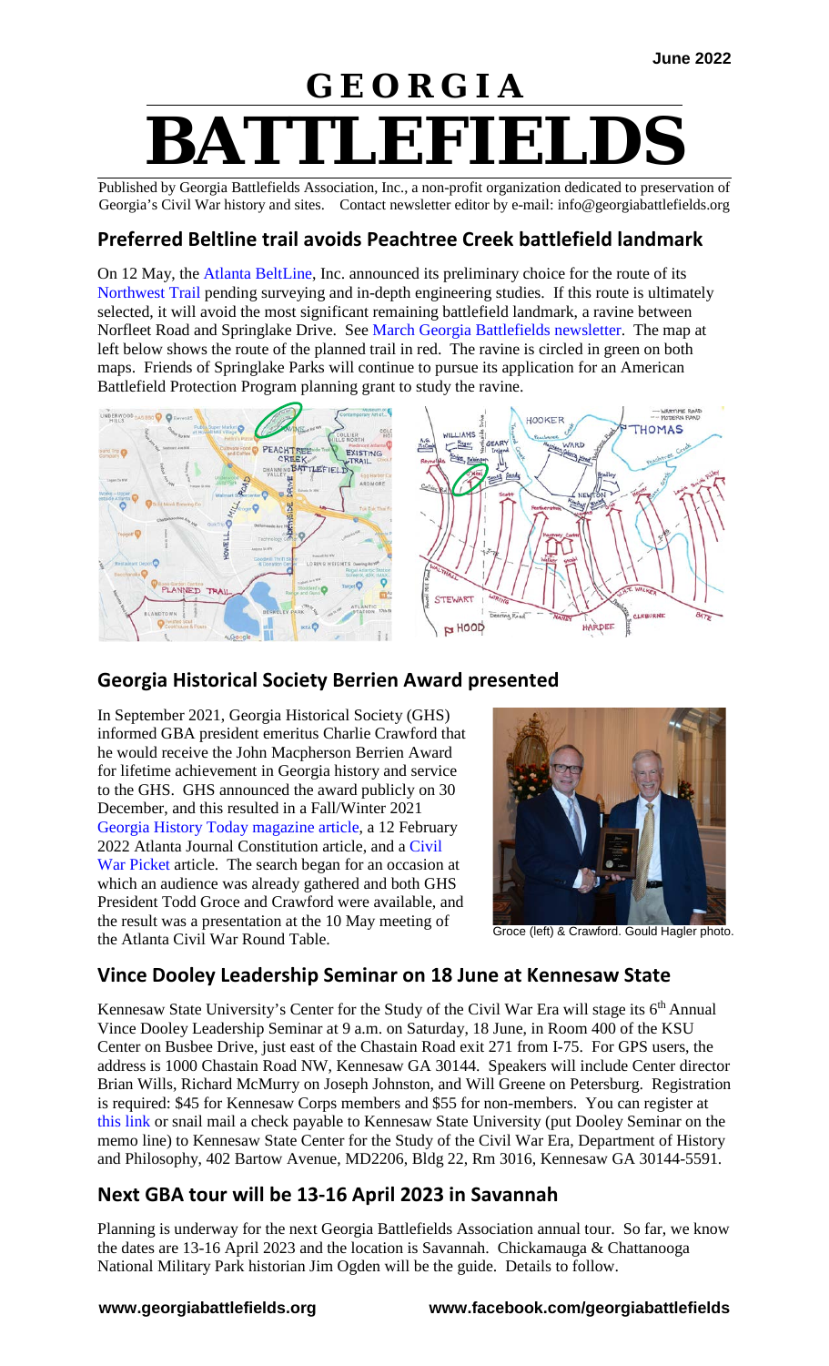June 2022

# GEORGIA BATTLEFIELDS

Published by Georgia Battlefields Association, Inc., a non-profit organization dedicated to preservation of Georgia's Civil War history and sites. Contact newsletter editor by e-mail: info@georgiabattlefields.org

## Preferred Beltline trail avoids Peachtree Creek battlefield landmark

On 12 May, the Atlanta BeltLine, Inc. announced its preliminary choice for the route of its Northwest Trail pending surveying and in-depth engineering studies. If this route is ultimately selected, it will avoid the most significant remaining battlefield landmark, a ravine between Norfleet Road and Springlake Drive. See March Georgia Battlefields newsletter. The map at left below shows the route of the planned trail in red. The ravine is circled in green on both maps. Friends of Springlake Parks will continue to pursue its application for an American Battlefield Protection Program planning grant to study the ravine.

## Georgia Historical Society Berrien Award presented

In September 2021, Georgia Historical Society (GHS) informed GBA president emeritus Charlie Crawford that he would receive the John Macpherson Berrien Award for lifetime achievement in Georgia history and service to the GHS. GHS announced the award publicly on 30 December, and this resulted in a Fall/Winter 2021 Georgia History Today magazine article, a 12 February 2022 Atlanta Journal Constitution article, and a Civil War Picket article. The search began for an occasion at which an audience was already gathered and both GHS President Todd Groce and Crawford were available, and the result was a presentation at the 10 May meeting of the Atlanta Civil War Round Table.

Groce (left) & Crawford. Gould Hagler photo.

## Vince Dooley Leadership Seminar on 18 June at Kennesaw State

Kennesaw State University's Center for the Study of the Civil War Era will stage its 6th Annual Vince Dooley Leadership Seminar at 9 a.m. on Saturday, 18 June, in Room 400 of the KSU Center on Busbee Drive, just east of the Chastain Road exit 271 from I-75. For GPS users, the address is 1000 Chastain Road NW, Kennesaw GA 30144. Speakers will include Center director Brian Wills, Richard McMurry on Joseph Johnston, and Will Greene on Petersburg. Registration is required: $45 for Kennesaw Corps members and $55 for non-members. You can register at this link or snail mail a check payable to Kennesaw State University (put Dooley Seminar on the memo line) to Kennesaw State Center for the Study of the Civil War Era, Department of History and Philosophy, 402 Bartow Avenue, MD2206, Bldg 22, Rm 3016, Kennesaw GA 30144-5591.

## Next GBA tour will be 13-16 April 2023 in Savannah

Planning is underway for the next Georgia Battlefields Association annual tour. So far, we know the dates are 13-16 April 2023 and the location is Savannah. Chickamauga & Chattanooga National Military Park historian Jim Ogden will be the guide. Details to follow.

www.georgiabattlefields.org www.facebook.com/georgiabattlefields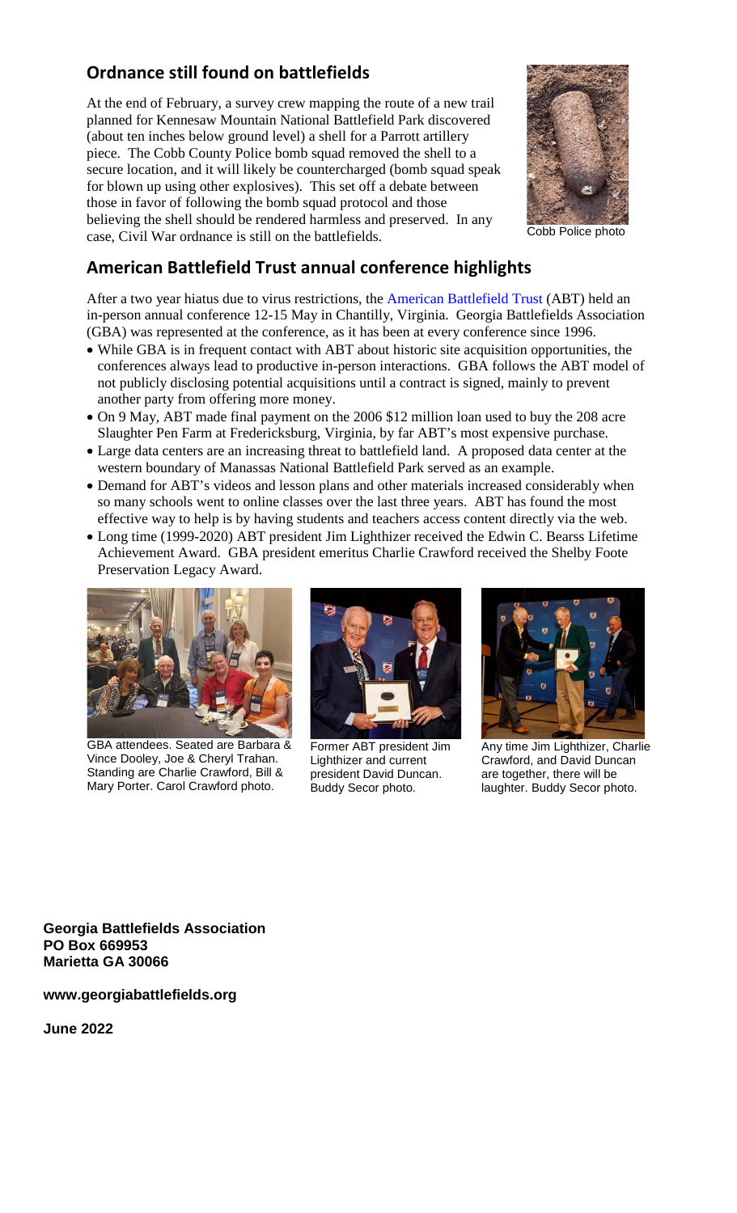## Ordnance still found on battlefields

At the end of February, a survey crew mapping the route of a new trail planned for Kennesaw Mountain National Battlefield Park discovered (about ten inches below ground level) a shell for a Parrott artillery piece. The Cobb County Police bomb squad removed the shell to a secure location, and it will likely be countercharged (bomb squad speak for blown up using other explosives). This set off a debate between those in favor of following the bomb squad protocol and those believing the shell should be rendered harmless and preserved. In any case, Civil War ordnance is still on the battlefields.

Cobb Police photo

## American Battlefield Trust annual conference highlights

After a two year hiatus due to virus restrictions, the American Battlefield Trust (ABT) held an in-person annual conference 12-15 May in Chantilly, Virginia. Georgia Battlefields Association (GBA) was represented at the conference, as it has been at every conference since 1996.

- While GBA is in frequent contact with ABT about historic site acquisition opportunities, the conferences always lead to productive in-person interactions. GBA follows the ABT model of not publicly disclosing potential acquisitions until a contract is signed, mainly to prevent another party from offering more money.
- On 9 May, ABT made final payment on the 2006 $12 million loan used to buy the 208 acre Slaughter Pen Farm at Fredericksburg, Virginia, by far ABT's most expensive purchase.
- Large data centers are an increasing threat to battlefield land. A proposed data center at the western boundary of Manassas National Battlefield Park served as an example.
- Demand for ABT's videos and lesson plans and other materials increased considerably when so many schools went to online classes over the last three years. ABT has found the most effective way to help is by having students and teachers access content directly via the web.
- Long time (1999-2020) ABT president Jim Lighthizer received the Edwin C. Bearss Lifetime Achievement Award. GBA president emeritus Charlie Crawford received the Shelby Foote Preservation Legacy Award.

GBA attendees. Seated are Barbara & Vince Dooley, Joe & Cheryl Trahan. Standing are Charlie Crawford, Bill & Mary Porter. Carol Crawford photo.

Former ABT president Jim Lighthizer and current president David Duncan. Buddy Secor photo.

Any time Jim Lighthizer, Charlie Crawford, and David Duncan are together, there will be laughter. Buddy Secor photo.

**Georgia Battlefields Association**
**PO Box 669953**
**Marietta GA 30066**

**www.georgiabattlefields.org**

**June 2022**